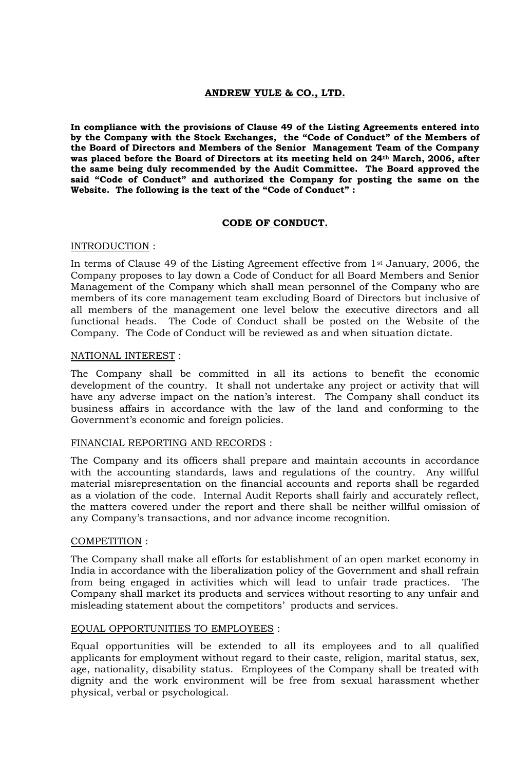# ANDREW YULE & CO., LTD.

**In compliance with the provisions of Clause 49 of the Listing Agreements entered into by the Company with the Stock Exchanges, the "Code of Conduct" of the Members of the Board of Directors and Members of the Senior Management Team of the Company was placed before the Board of Directors at its meeting held on 24th March, 2006, after the same being duly recommended by the Audit Committee. The Board approved the said "Code of Conduct" and authorized the Company for posting the same on the Website. The following is the text of the "Code of Conduct" :**

## CODE OF CONDUCT.

INTRODUCTION :

In terms of Clause 49 of the Listing Agreement effective from 1st January, 2006, the Company proposes to lay down a Code of Conduct for all Board Members and Senior Management of the Company which shall mean personnel of the Company who are members of its core management team excluding Board of Directors but inclusive of all members of the management one level below the executive directors and all functional heads. The Code of Conduct shall be posted on the Website of the Company. The Code of Conduct will be reviewed as and when situation dictate.

NATIONAL INTEREST :

The Company shall be committed in all its actions to benefit the economic development of the country. It shall not undertake any project or activity that will have any adverse impact on the nation's interest. The Company shall conduct its business affairs in accordance with the law of the land and conforming to the Government's economic and foreign policies.

FINANCIAL REPORTING AND RECORDS :

The Company and its officers shall prepare and maintain accounts in accordance with the accounting standards, laws and regulations of the country. Any willful material misrepresentation on the financial accounts and reports shall be regarded as a violation of the code. Internal Audit Reports shall fairly and accurately reflect, the matters covered under the report and there shall be neither willful omission of any Company's transactions, and nor advance income recognition.

COMPETITION :

The Company shall make all efforts for establishment of an open market economy in India in accordance with the liberalization policy of the Government and shall refrain from being engaged in activities which will lead to unfair trade practices. The Company shall market its products and services without resorting to any unfair and misleading statement about the competitors' products and services.

EQUAL OPPORTUNITIES TO EMPLOYEES :

Equal opportunities will be extended to all its employees and to all qualified applicants for employment without regard to their caste, religion, marital status, sex, age, nationality, disability status. Employees of the Company shall be treated with dignity and the work environment will be free from sexual harassment whether physical, verbal or psychological.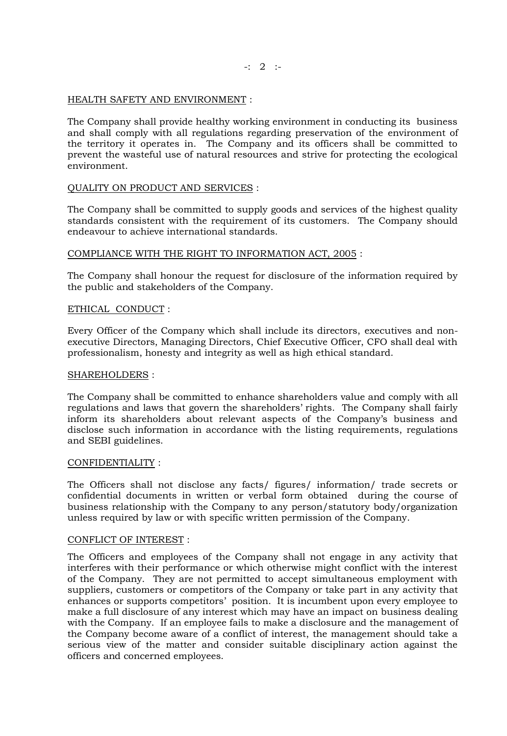## HEALTH SAFETY AND ENVIRONMENT :

The Company shall provide healthy working environment in conducting its business and shall comply with all regulations regarding preservation of the environment of the territory it operates in. The Company and its officers shall be committed to prevent the wasteful use of natural resources and strive for protecting the ecological environment.

## QUALITY ON PRODUCT AND SERVICES :

The Company shall be committed to supply goods and services of the highest quality standards consistent with the requirement of its customers. The Company should endeavour to achieve international standards.

## COMPLIANCE WITH THE RIGHT TO INFORMATION ACT, 2005 :

The Company shall honour the request for disclosure of the information required by the public and stakeholders of the Company.

## ETHICAL CONDUCT :

Every Officer of the Company which shall include its directors, executives and non-executive Directors, Managing Directors, Chief Executive Officer, CFO shall deal with professionalism, honesty and integrity as well as high ethical standard.

## SHAREHOLDERS :

The Company shall be committed to enhance shareholders value and comply with all regulations and laws that govern the shareholders' rights. The Company shall fairly inform its shareholders about relevant aspects of the Company's business and disclose such information in accordance with the listing requirements, regulations and SEBI guidelines.

## CONFIDENTIALITY :

The Officers shall not disclose any facts/ figures/ information/ trade secrets or confidential documents in written or verbal form obtained during the course of business relationship with the Company to any person/statutory body/organization unless required by law or with specific written permission of the Company.

## CONFLICT OF INTEREST :

The Officers and employees of the Company shall not engage in any activity that interferes with their performance or which otherwise might conflict with the interest of the Company. They are not permitted to accept simultaneous employment with suppliers, customers or competitors of the Company or take part in any activity that enhances or supports competitors' position. It is incumbent upon every employee to make a full disclosure of any interest which may have an impact on business dealing with the Company. If an employee fails to make a disclosure and the management of the Company become aware of a conflict of interest, the management should take a serious view of the matter and consider suitable disciplinary action against the officers and concerned employees.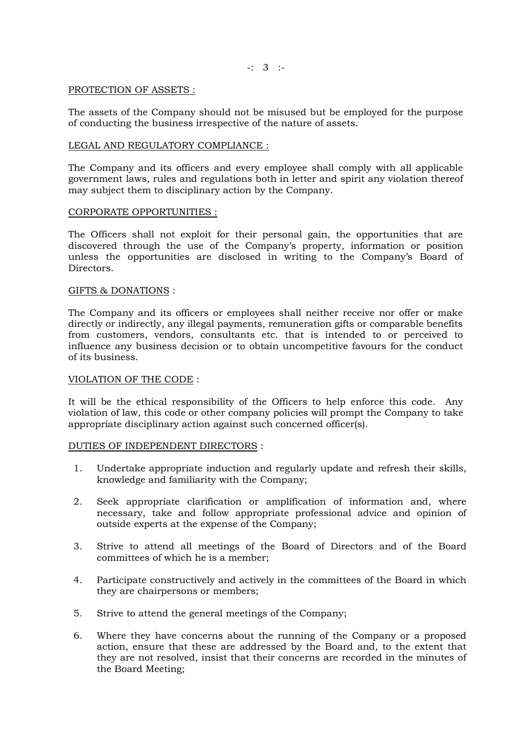## PROTECTION OF ASSETS :

The assets of the Company should not be misused but be employed for the purpose of conducting the business irrespective of the nature of assets.

## LEGAL AND REGULATORY COMPLIANCE :

The Company and its officers and every employee shall comply with all applicable government laws, rules and regulations both in letter and spirit any violation thereof may subject them to disciplinary action by the Company.

## CORPORATE OPPORTUNITIES :

The Officers shall not exploit for their personal gain, the opportunities that are discovered through the use of the Company's property, information or position unless the opportunities are disclosed in writing to the Company's Board of Directors.

## GIFTS & DONATIONS :

The Company and its officers or employees shall neither receive nor offer or make directly or indirectly, any illegal payments, remuneration gifts or comparable benefits from customers, vendors, consultants etc. that is intended to or perceived to influence any business decision or to obtain uncompetitive favours for the conduct of its business.

## VIOLATION OF THE CODE :

It will be the ethical responsibility of the Officers to help enforce this code. Any violation of law, this code or other company policies will prompt the Company to take appropriate disciplinary action against such concerned officer(s).

## DUTIES OF INDEPENDENT DIRECTORS :

1. Undertake appropriate induction and regularly update and refresh their skills, knowledge and familiarity with the Company;
2. Seek appropriate clarification or amplification of information and, where necessary, take and follow appropriate professional advice and opinion of outside experts at the expense of the Company;
3. Strive to attend all meetings of the Board of Directors and of the Board committees of which he is a member;
4. Participate constructively and actively in the committees of the Board in which they are chairpersons or members;
5. Strive to attend the general meetings of the Company;
6. Where they have concerns about the running of the Company or a proposed action, ensure that these are addressed by the Board and, to the extent that they are not resolved, insist that their concerns are recorded in the minutes of the Board Meeting;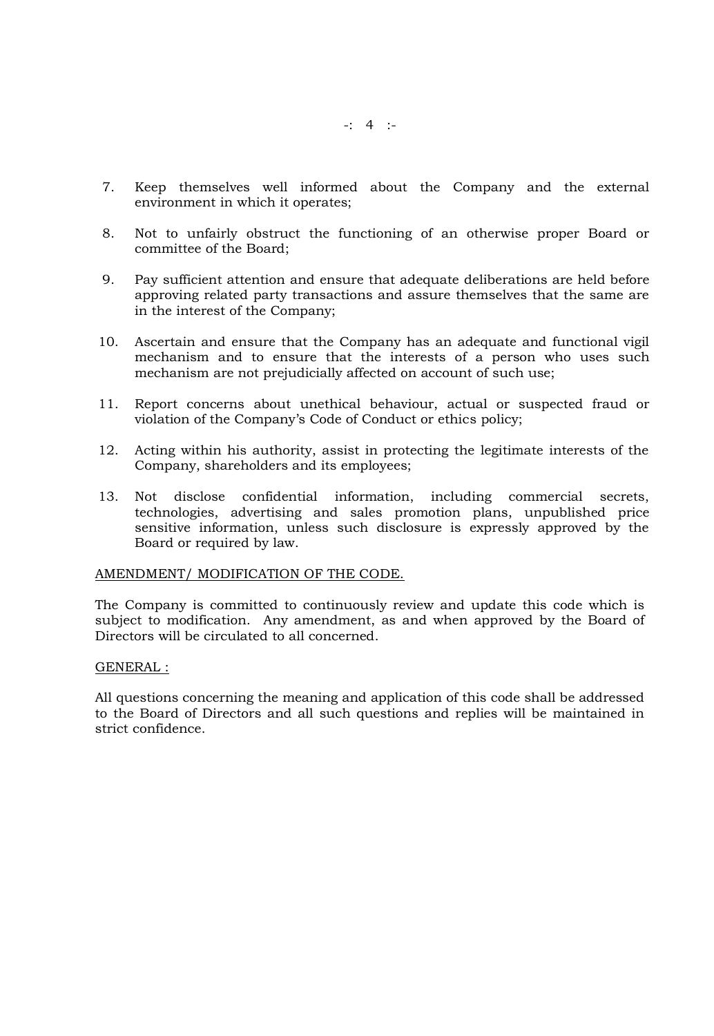7. Keep themselves well informed about the Company and the external environment in which it operates;

8. Not to unfairly obstruct the functioning of an otherwise proper Board or committee of the Board;

9. Pay sufficient attention and ensure that adequate deliberations are held before approving related party transactions and assure themselves that the same are in the interest of the Company;

10. Ascertain and ensure that the Company has an adequate and functional vigil mechanism and to ensure that the interests of a person who uses such mechanism are not prejudicially affected on account of such use;

11. Report concerns about unethical behaviour, actual or suspected fraud or violation of the Company's Code of Conduct or ethics policy;

12. Acting within his authority, assist in protecting the legitimate interests of the Company, shareholders and its employees;

13. Not disclose confidential information, including commercial secrets, technologies, advertising and sales promotion plans, unpublished price sensitive information, unless such disclosure is expressly approved by the Board or required by law.

## AMENDMENT/ MODIFICATION OF THE CODE.

The Company is committed to continuously review and update this code which is subject to modification. Any amendment, as and when approved by the Board of Directors will be circulated to all concerned.

## GENERAL :

All questions concerning the meaning and application of this code shall be addressed to the Board of Directors and all such questions and replies will be maintained in strict confidence.